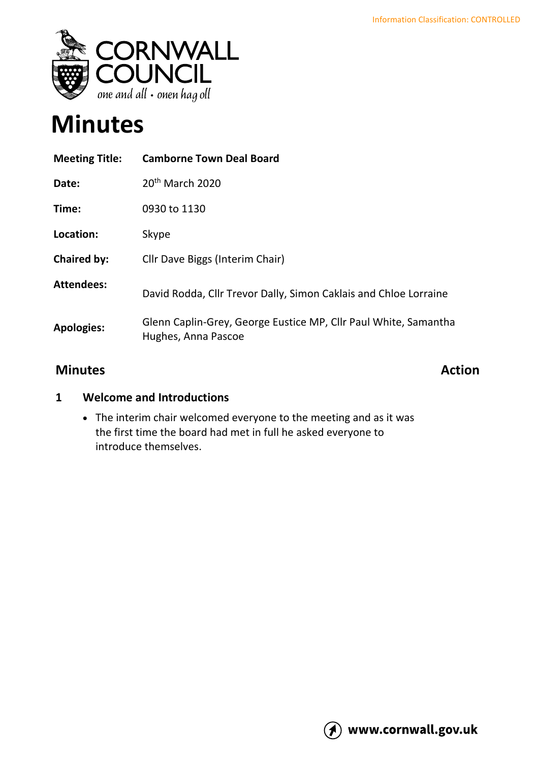Information Classification: CONTROLLED

CORNWALL COUNCIL
*one and all • onen hag oll*

# Minutes

| | |
|---|---|
| **Meeting Title:** | **Camborne Town Deal Board** |
| **Date:** | 20th March 2020 |
| **Time:** | 0930 to 1130 |
| **Location:** | Skype |
| **Chaired by:** | Cllr Dave Biggs (Interim Chair) |
| **Attendees:** | David Rodda, Cllr Trevor Dally, Simon Caklais and Chloe Lorraine |
| **Apologies:** | Glenn Caplin-Grey, George Eustice MP, Cllr Paul White, Samantha Hughes, Anna Pascoe |

## Minutes — Action

### 1 Welcome and Introductions

- The interim chair welcomed everyone to the meeting and as it was the first time the board had met in full he asked everyone to introduce themselves.

www.cornwall.gov.uk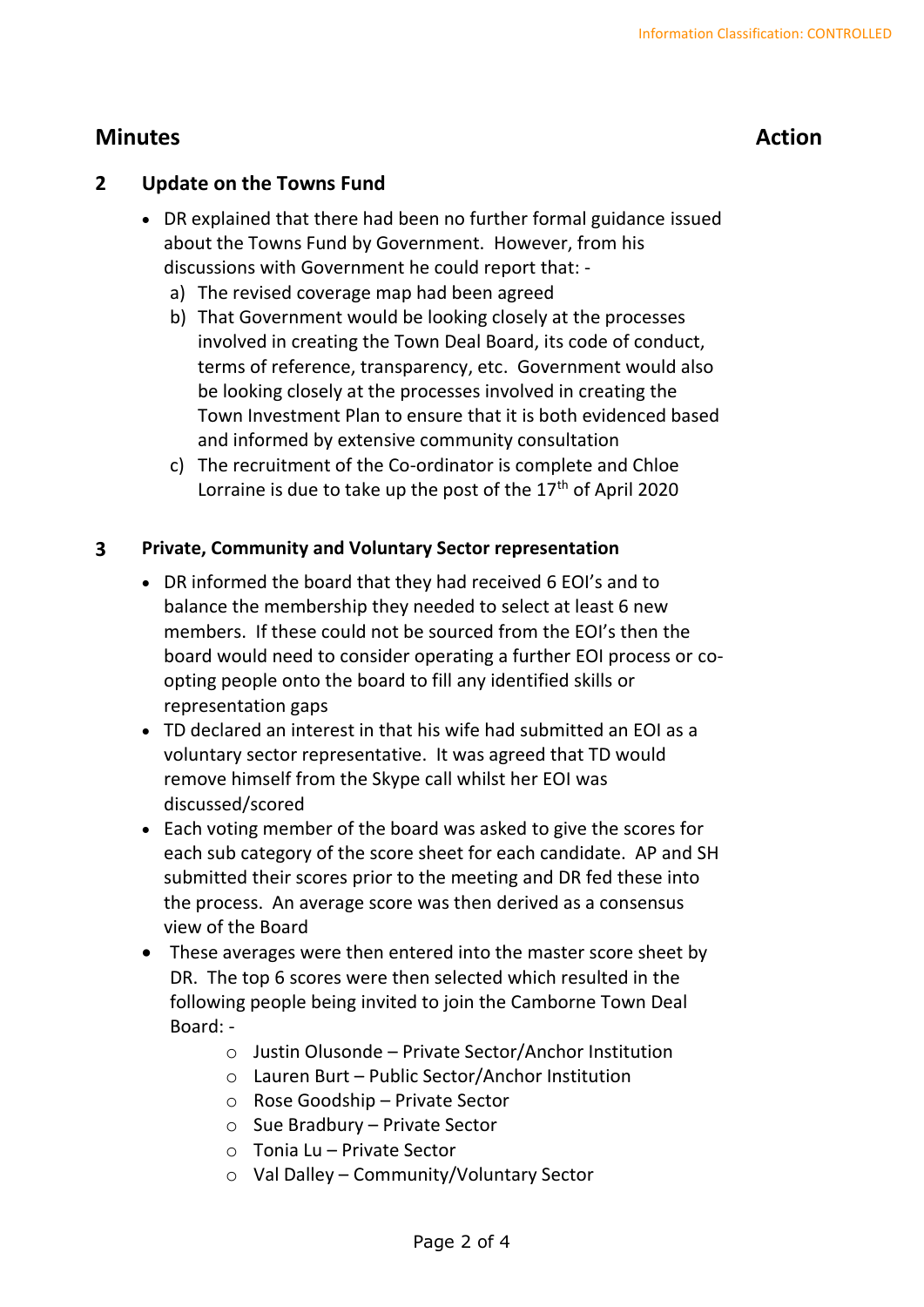## Minutes — Action

### 2 Update on the Towns Fund

- DR explained that there had been no further formal guidance issued about the Towns Fund by Government. However, from his discussions with Government he could report that: -
  - a) The revised coverage map had been agreed
  - b) That Government would be looking closely at the processes involved in creating the Town Deal Board, its code of conduct, terms of reference, transparency, etc. Government would also be looking closely at the processes involved in creating the Town Investment Plan to ensure that it is both evidenced based and informed by extensive community consultation
  - c) The recruitment of the Co-ordinator is complete and Chloe Lorraine is due to take up the post of the 17th of April 2020

### 3 Private, Community and Voluntary Sector representation

- DR informed the board that they had received 6 EOI's and to balance the membership they needed to select at least 6 new members. If these could not be sourced from the EOI's then the board would need to consider operating a further EOI process or co-opting people onto the board to fill any identified skills or representation gaps
- TD declared an interest in that his wife had submitted an EOI as a voluntary sector representative. It was agreed that TD would remove himself from the Skype call whilst her EOI was discussed/scored
- Each voting member of the board was asked to give the scores for each sub category of the score sheet for each candidate. AP and SH submitted their scores prior to the meeting and DR fed these into the process. An average score was then derived as a consensus view of the Board
- These averages were then entered into the master score sheet by DR. The top 6 scores were then selected which resulted in the following people being invited to join the Camborne Town Deal Board: -
  - Justin Olusonde – Private Sector/Anchor Institution
  - Lauren Burt – Public Sector/Anchor Institution
  - Rose Goodship – Private Sector
  - Sue Bradbury – Private Sector
  - Tonia Lu – Private Sector
  - Val Dalley – Community/Voluntary Sector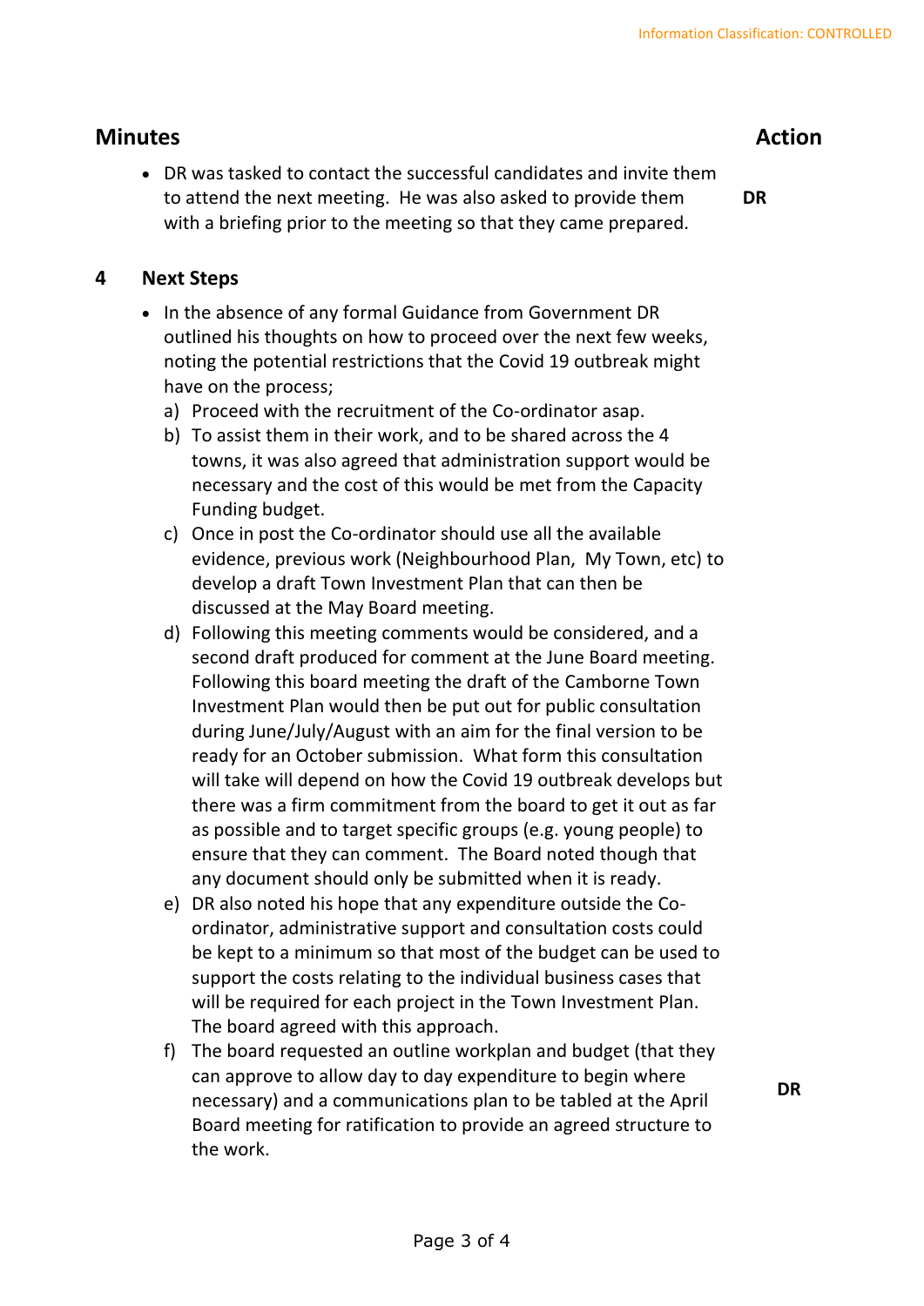| Minutes | Action |
|---|---|
| • DR was tasked to contact the successful candidates and invite them to attend the next meeting. He was also asked to provide them with a briefing prior to the meeting so that they came prepared. | **DR** |

## 4 Next Steps

- In the absence of any formal Guidance from Government DR outlined his thoughts on how to proceed over the next few weeks, noting the potential restrictions that the Covid 19 outbreak might have on the process;
  - a) Proceed with the recruitment of the Co-ordinator asap.
  - b) To assist them in their work, and to be shared across the 4 towns, it was also agreed that administration support would be necessary and the cost of this would be met from the Capacity Funding budget.
  - c) Once in post the Co-ordinator should use all the available evidence, previous work (Neighbourhood Plan, My Town, etc) to develop a draft Town Investment Plan that can then be discussed at the May Board meeting.
  - d) Following this meeting comments would be considered, and a second draft produced for comment at the June Board meeting. Following this board meeting the draft of the Camborne Town Investment Plan would then be put out for public consultation during June/July/August with an aim for the final version to be ready for an October submission. What form this consultation will take will depend on how the Covid 19 outbreak develops but there was a firm commitment from the board to get it out as far as possible and to target specific groups (e.g. young people) to ensure that they can comment. The Board noted though that any document should only be submitted when it is ready.
  - e) DR also noted his hope that any expenditure outside the Co-ordinator, administrative support and consultation costs could be kept to a minimum so that most of the budget can be used to support the costs relating to the individual business cases that will be required for each project in the Town Investment Plan. The board agreed with this approach.
  - f) The board requested an outline workplan and budget (that they can approve to allow day to day expenditure to begin where necessary) and a communications plan to be tabled at the April Board meeting for ratification to provide an agreed structure to the work. — **Action: DR**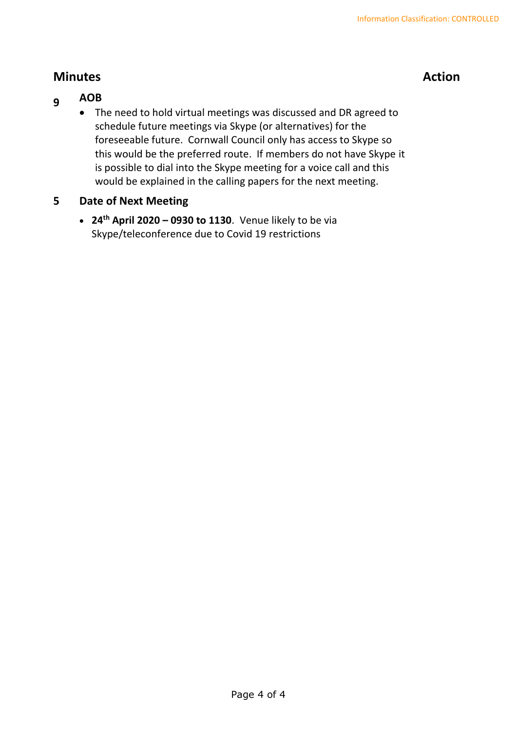Minutes | Action

## 9 AOB

- The need to hold virtual meetings was discussed and DR agreed to schedule future meetings via Skype (or alternatives) for the foreseeable future. Cornwall Council only has access to Skype so this would be the preferred route. If members do not have Skype it is possible to dial into the Skype meeting for a voice call and this would be explained in the calling papers for the next meeting.

## 5 Date of Next Meeting

- **24th April 2020 – 0930 to 1130**. Venue likely to be via Skype/teleconference due to Covid 19 restrictions